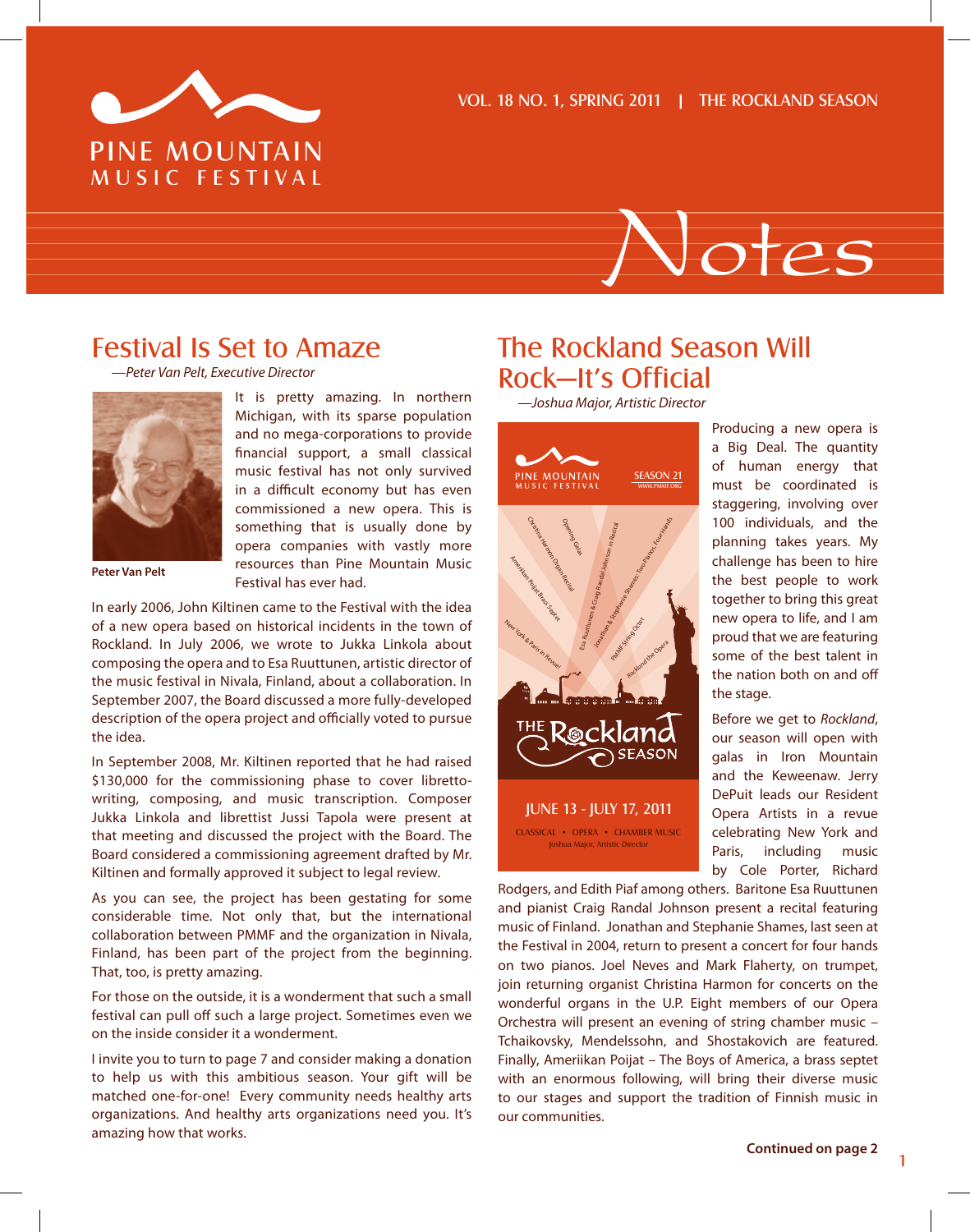# Pine Mountain Music Festival Notes

VOL. 18 NO. 1, SPRING 2011 | THE ROCKLAND SEASON

## Festival Is Set to Amaze

*—Peter Van Pelt, Executive Director*

**Peter Van Pelt**

It is pretty amazing. In northern Michigan, with its sparse population and no mega-corporations to provide financial support, a small classical music festival has not only survived in a difficult economy but has even commissioned a new opera. This is something that is usually done by opera companies with vastly more resources than Pine Mountain Music Festival has ever had.

In early 2006, John Kiltinen came to the Festival with the idea of a new opera based on historical incidents in the town of Rockland. In July 2006, we wrote to Jukka Linkola about composing the opera and to Esa Ruuttunen, artistic director of the music festival in Nivala, Finland, about a collaboration. In September 2007, the Board discussed a more fully-developed description of the opera project and officially voted to pursue the idea.

In September 2008, Mr. Kiltinen reported that he had raised $130,000 for the commissioning phase to cover libretto-writing, composing, and music transcription. Composer Jukka Linkola and librettist Jussi Tapola were present at that meeting and discussed the project with the Board. The Board considered a commissioning agreement drafted by Mr. Kiltinen and formally approved it subject to legal review.

As you can see, the project has been gestating for some considerable time. Not only that, but the international collaboration between PMMF and the organization in Nivala, Finland, has been part of the project from the beginning. That, too, is pretty amazing.

For those on the outside, it is a wonderment that such a small festival can pull off such a large project. Sometimes even we on the inside consider it a wonderment.

I invite you to turn to page 7 and consider making a donation to help us with this ambitious season. Your gift will be matched one-for-one! Every community needs healthy arts organizations. And healthy arts organizations need you. It's amazing how that works.

## The Rockland Season Will Rock—It's Official

*—Joshua Major, Artistic Director*

PINE MOUNTAIN MUSIC FESTIVAL — SEASON 21 — WWW.PMMF.ORG

Opening Galas • Christina Harmon Organ Recital • Amerikan Poijat Brass Septet • New York & Paris in Revue! • Esa Ruuttunen & Craig Randal Johnson in Recital • Jonathan & Stephanie Shames, Two Pianos, Four Hands • PMMF String Octet • Rockland the Opera

THE Rockland SEASON

JUNE 13 - JULY 17, 2011

CLASSICAL • OPERA • CHAMBER MUSIC

Joshua Major, Artistic Director

Producing a new opera is a Big Deal. The quantity of human energy that must be coordinated is staggering, involving over 100 individuals, and the planning takes years. My challenge has been to hire the best people to work together to bring this great new opera to life, and I am proud that we are featuring some of the best talent in the nation both on and off the stage.

Before we get to *Rockland*, our season will open with galas in Iron Mountain and the Keweenaw. Jerry DePuit leads our Resident Opera Artists in a revue celebrating New York and Paris, including music by Cole Porter, Richard Rodgers, and Edith Piaf among others. Baritone Esa Ruuttunen and pianist Craig Randal Johnson present a recital featuring music of Finland. Jonathan and Stephanie Shames, last seen at the Festival in 2004, return to present a concert for four hands on two pianos. Joel Neves and Mark Flaherty, on trumpet, join returning organist Christina Harmon for concerts on the wonderful organs in the U.P. Eight members of our Opera Orchestra will present an evening of string chamber music – Tchaikovsky, Mendelssohn, and Shostakovich are featured. Finally, Amerikan Poijat – The Boys of America, a brass septet with an enormous following, will bring their diverse music to our stages and support the tradition of Finnish music in our communities.

**Continued on page 2**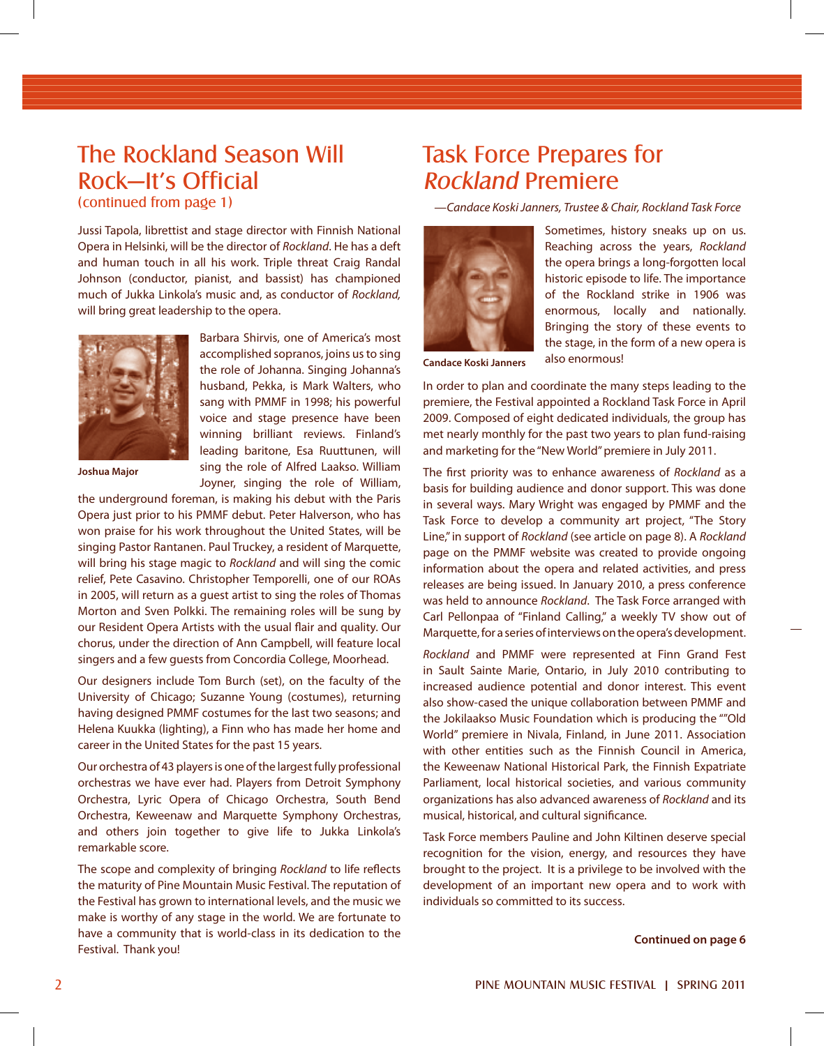# The Rockland Season Will Rock—It's Official

(continued from page 1)

Jussi Tapola, librettist and stage director with Finnish National Opera in Helsinki, will be the director of *Rockland*. He has a deft and human touch in all his work. Triple threat Craig Randal Johnson (conductor, pianist, and bassist) has championed much of Jukka Linkola's music and, as conductor of *Rockland,* will bring great leadership to the opera.

**Joshua Major**

Barbara Shirvis, one of America's most accomplished sopranos, joins us to sing the role of Johanna. Singing Johanna's husband, Pekka, is Mark Walters, who sang with PMMF in 1998; his powerful voice and stage presence have been winning brilliant reviews. Finland's leading baritone, Esa Ruuttunen, will sing the role of Alfred Laakso. William Joyner, singing the role of William, the underground foreman, is making his debut with the Paris Opera just prior to his PMMF debut. Peter Halverson, who has won praise for his work throughout the United States, will be singing Pastor Rantanen. Paul Truckey, a resident of Marquette, will bring his stage magic to *Rockland* and will sing the comic relief, Pete Casavino. Christopher Temporelli, one of our ROAs in 2005, will return as a guest artist to sing the roles of Thomas Morton and Sven Polkki. The remaining roles will be sung by our Resident Opera Artists with the usual flair and quality. Our chorus, under the direction of Ann Campbell, will feature local singers and a few guests from Concordia College, Moorhead.

Our designers include Tom Burch (set), on the faculty of the University of Chicago; Suzanne Young (costumes), returning having designed PMMF costumes for the last two seasons; and Helena Kuukka (lighting), a Finn who has made her home and career in the United States for the past 15 years.

Our orchestra of 43 players is one of the largest fully professional orchestras we have ever had. Players from Detroit Symphony Orchestra, Lyric Opera of Chicago Orchestra, South Bend Orchestra, Keweenaw and Marquette Symphony Orchestras, and others join together to give life to Jukka Linkola's remarkable score.

The scope and complexity of bringing *Rockland* to life reflects the maturity of Pine Mountain Music Festival. The reputation of the Festival has grown to international levels, and the music we make is worthy of any stage in the world. We are fortunate to have a community that is world-class in its dedication to the Festival. Thank you!

# Task Force Prepares for *Rockland* Premiere

*—Candace Koski Janners, Trustee & Chair, Rockland Task Force*

**Candace Koski Janners**

Sometimes, history sneaks up on us. Reaching across the years, *Rockland* the opera brings a long-forgotten local historic episode to life. The importance of the Rockland strike in 1906 was enormous, locally and nationally. Bringing the story of these events to the stage, in the form of a new opera is also enormous!

In order to plan and coordinate the many steps leading to the premiere, the Festival appointed a Rockland Task Force in April 2009. Composed of eight dedicated individuals, the group has met nearly monthly for the past two years to plan fund-raising and marketing for the "New World" premiere in July 2011.

The first priority was to enhance awareness of *Rockland* as a basis for building audience and donor support. This was done in several ways. Mary Wright was engaged by PMMF and the Task Force to develop a community art project, "The Story Line," in support of *Rockland* (see article on page 8). A *Rockland* page on the PMMF website was created to provide ongoing information about the opera and related activities, and press releases are being issued. In January 2010, a press conference was held to announce *Rockland*. The Task Force arranged with Carl Pellonpaa of "Finland Calling," a weekly TV show out of Marquette, for a series of interviews on the opera's development.

*Rockland* and PMMF were represented at Finn Grand Fest in Sault Sainte Marie, Ontario, in July 2010 contributing to increased audience potential and donor interest. This event also show-cased the unique collaboration between PMMF and the Jokilaakso Music Foundation which is producing the ""Old World" premiere in Nivala, Finland, in June 2011. Association with other entities such as the Finnish Council in America, the Keweenaw National Historical Park, the Finnish Expatriate Parliament, local historical societies, and various community organizations has also advanced awareness of *Rockland* and its musical, historical, and cultural significance.

Task Force members Pauline and John Kiltinen deserve special recognition for the vision, energy, and resources they have brought to the project. It is a privilege to be involved with the development of an important new opera and to work with individuals so committed to its success.

**Continued on page 6**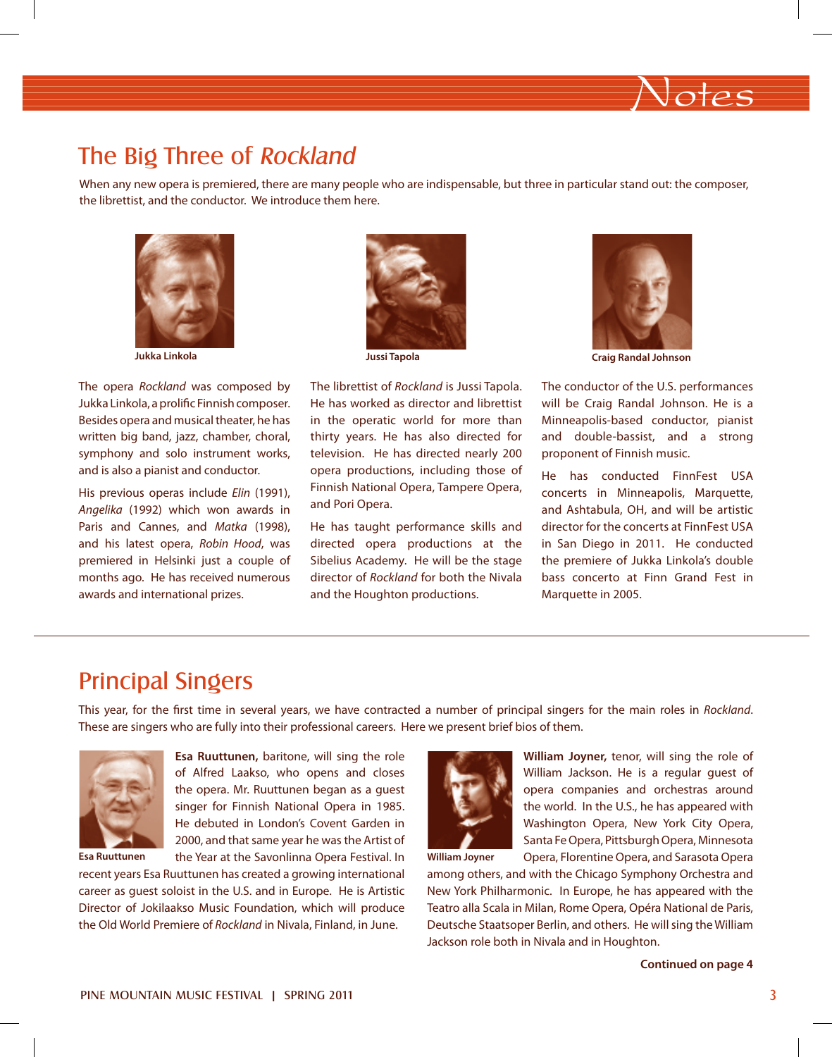# Notes

## The Big Three of *Rockland*

When any new opera is premiered, there are many people who are indispensable, but three in particular stand out: the composer, the librettist, and the conductor. We introduce them here.

**Jukka Linkola**

The opera *Rockland* was composed by Jukka Linkola, a prolific Finnish composer. Besides opera and musical theater, he has written big band, jazz, chamber, choral, symphony and solo instrument works, and is also a pianist and conductor.

His previous operas include *Elin* (1991), *Angelika* (1992) which won awards in Paris and Cannes, and *Matka* (1998), and his latest opera, *Robin Hood*, was premiered in Helsinki just a couple of months ago. He has received numerous awards and international prizes.

**Jussi Tapola**

The librettist of *Rockland* is Jussi Tapola. He has worked as director and librettist in the operatic world for more than thirty years. He has also directed for television. He has directed nearly 200 opera productions, including those of Finnish National Opera, Tampere Opera, and Pori Opera.

He has taught performance skills and directed opera productions at the Sibelius Academy. He will be the stage director of *Rockland* for both the Nivala and the Houghton productions.

**Craig Randal Johnson**

The conductor of the U.S. performances will be Craig Randal Johnson. He is a Minneapolis-based conductor, pianist and double-bassist, and a strong proponent of Finnish music.

He has conducted FinnFest USA concerts in Minneapolis, Marquette, and Ashtabula, OH, and will be artistic director for the concerts at FinnFest USA in San Diego in 2011. He conducted the premiere of Jukka Linkola's double bass concerto at Finn Grand Fest in Marquette in 2005.

## Principal Singers

This year, for the first time in several years, we have contracted a number of principal singers for the main roles in *Rockland*. These are singers who are fully into their professional careers. Here we present brief bios of them.

Esa Ruuttunen

**Esa Ruuttunen,** baritone, will sing the role of Alfred Laakso, who opens and closes the opera. Mr. Ruuttunen began as a guest singer for Finnish National Opera in 1985. He debuted in London's Covent Garden in 2000, and that same year he was the Artist of the Year at the Savonlinna Opera Festival. In recent years Esa Ruuttunen has created a growing international career as guest soloist in the U.S. and in Europe. He is Artistic Director of Jokilaakso Music Foundation, which will produce the Old World Premiere of *Rockland* in Nivala, Finland, in June.

William Joyner

**William Joyner,** tenor, will sing the role of William Jackson. He is a regular guest of opera companies and orchestras around the world. In the U.S., he has appeared with Washington Opera, New York City Opera, Santa Fe Opera, Pittsburgh Opera, Minnesota Opera, Florentine Opera, and Sarasota Opera among others, and with the Chicago Symphony Orchestra and New York Philharmonic. In Europe, he has appeared with the Teatro alla Scala in Milan, Rome Opera, Opéra National de Paris, Deutsche Staatsoper Berlin, and others. He will sing the William Jackson role both in Nivala and in Houghton.

**Continued on page 4**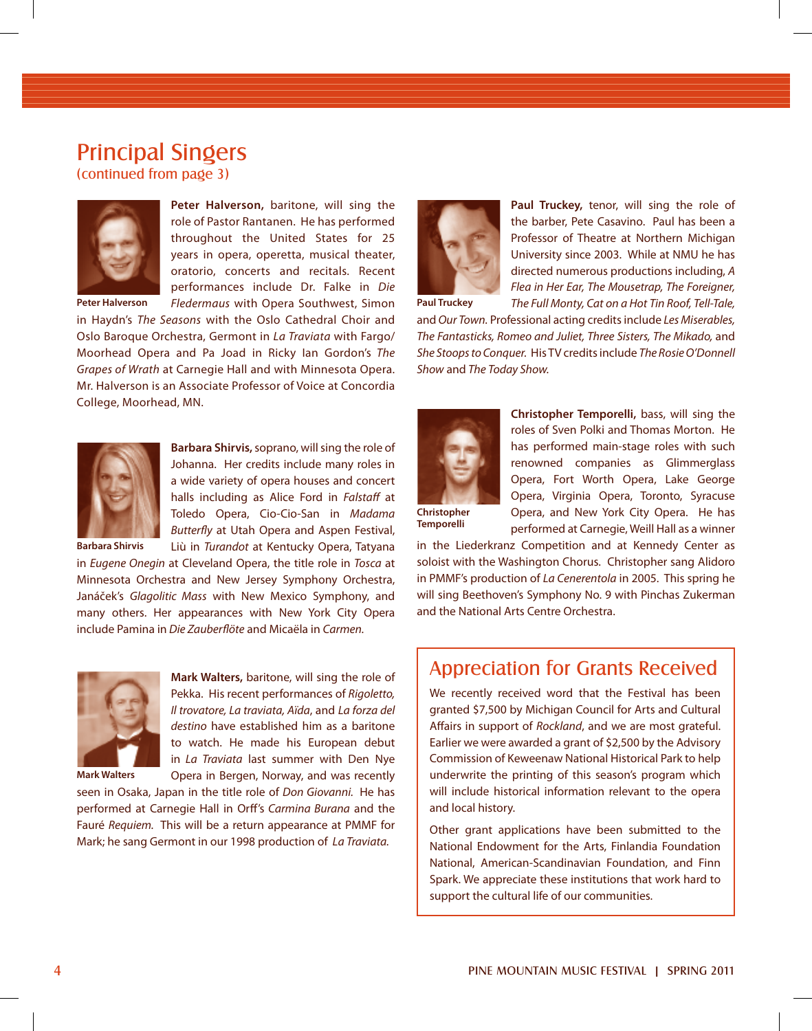## Principal Singers

(continued from page 3)

Peter Halverson

**Peter Halverson,** baritone, will sing the role of Pastor Rantanen. He has performed throughout the United States for 25 years in opera, operetta, musical theater, oratorio, concerts and recitals. Recent performances include Dr. Falke in *Die Fledermaus* with Opera Southwest, Simon in Haydn's *The Seasons* with the Oslo Cathedral Choir and Oslo Baroque Orchestra, Germont in *La Traviata* with Fargo/Moorhead Opera and Pa Joad in Ricky Ian Gordon's *The Grapes of Wrath* at Carnegie Hall and with Minnesota Opera. Mr. Halverson is an Associate Professor of Voice at Concordia College, Moorhead, MN.

Barbara Shirvis

**Barbara Shirvis,** soprano, will sing the role of Johanna. Her credits include many roles in a wide variety of opera houses and concert halls including as Alice Ford in *Falstaff* at Toledo Opera, Cio-Cio-San in *Madama Butterfly* at Utah Opera and Aspen Festival, Liù in *Turandot* at Kentucky Opera, Tatyana in *Eugene Onegin* at Cleveland Opera, the title role in *Tosca* at Minnesota Orchestra and New Jersey Symphony Orchestra, Janáček's *Glagolitic Mass* with New Mexico Symphony, and many others. Her appearances with New York City Opera include Pamina in *Die Zauberflöte* and Micaëla in *Carmen.*

Mark Walters

**Mark Walters,** baritone, will sing the role of Pekka. His recent performances of *Rigoletto, Il trovatore, La traviata, Aïda*, and *La forza del destino* have established him as a baritone to watch. He made his European debut in *La Traviata* last summer with Den Nye Opera in Bergen, Norway, and was recently seen in Osaka, Japan in the title role of *Don Giovanni.* He has performed at Carnegie Hall in Orff's *Carmina Burana* and the Fauré *Requiem.* This will be a return appearance at PMMF for Mark; he sang Germont in our 1998 production of *La Traviata.*

Paul Truckey

**Paul Truckey,** tenor, will sing the role of the barber, Pete Casavino. Paul has been a Professor of Theatre at Northern Michigan University since 2003. While at NMU he has directed numerous productions including, *A Flea in Her Ear, The Mousetrap, The Foreigner, The Full Monty, Cat on a Hot Tin Roof, Tell-Tale,* and *Our Town.* Professional acting credits include *Les Miserables, The Fantasticks, Romeo and Juliet, Three Sisters, The Mikado,* and *She Stoops to Conquer.* His TV credits include *The Rosie O'Donnell Show* and *The Today Show.*

Christopher Temporelli

**Christopher Temporelli,** bass, will sing the roles of Sven Polki and Thomas Morton. He has performed main-stage roles with such renowned companies as Glimmerglass Opera, Fort Worth Opera, Lake George Opera, Virginia Opera, Toronto, Syracuse Opera, and New York City Opera. He has performed at Carnegie, Weill Hall as a winner in the Liederkranz Competition and at Kennedy Center as soloist with the Washington Chorus. Christopher sang Alidoro in PMMF's production of *La Cenerentola* in 2005. This spring he will sing Beethoven's Symphony No. 9 with Pinchas Zukerman and the National Arts Centre Orchestra.

## Appreciation for Grants Received

We recently received word that the Festival has been granted $7,500 by Michigan Council for Arts and Cultural Affairs in support of *Rockland*, and we are most grateful. Earlier we were awarded a grant of $2,500 by the Advisory Commission of Keweenaw National Historical Park to help underwrite the printing of this season's program which will include historical information relevant to the opera and local history.

Other grant applications have been submitted to the National Endowment for the Arts, Finlandia Foundation National, American-Scandinavian Foundation, and Finn Spark. We appreciate these institutions that work hard to support the cultural life of our communities.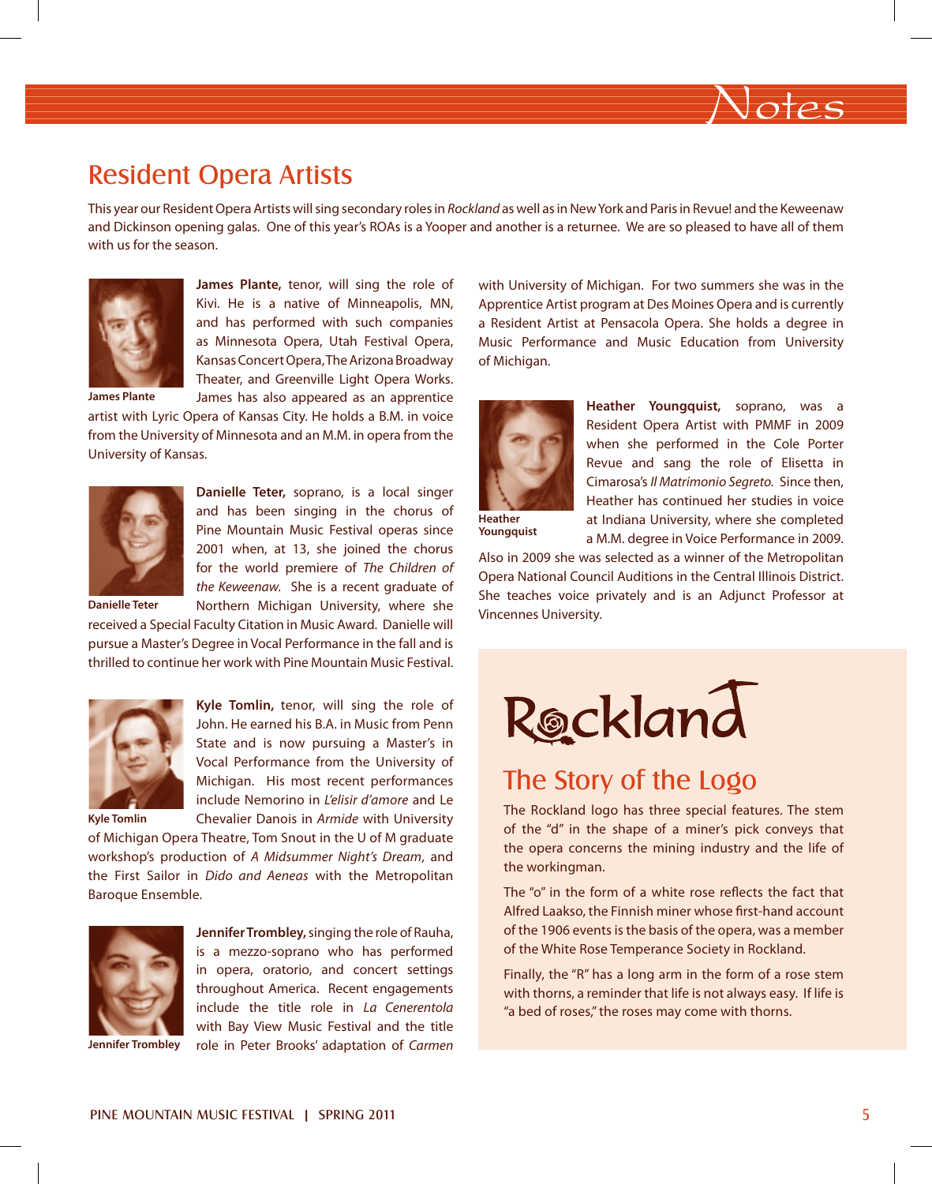# Resident Opera Artists

This year our Resident Opera Artists will sing secondary roles in *Rockland* as well as in New York and Paris in Revue! and the Keweenaw and Dickinson opening galas. One of this year's ROAs is a Yooper and another is a returnee. We are so pleased to have all of them with us for the season.

James Plante

**James Plante,** tenor, will sing the role of Kivi. He is a native of Minneapolis, MN, and has performed with such companies as Minnesota Opera, Utah Festival Opera, Kansas Concert Opera, The Arizona Broadway Theater, and Greenville Light Opera Works. James has also appeared as an apprentice artist with Lyric Opera of Kansas City. He holds a B.M. in voice from the University of Minnesota and an M.M. in opera from the University of Kansas.

Danielle Teter

**Danielle Teter,** soprano, is a local singer and has been singing in the chorus of Pine Mountain Music Festival operas since 2001 when, at 13, she joined the chorus for the world premiere of *The Children of the Keweenaw.* She is a recent graduate of Northern Michigan University, where she received a Special Faculty Citation in Music Award. Danielle will pursue a Master's Degree in Vocal Performance in the fall and is thrilled to continue her work with Pine Mountain Music Festival.

Kyle Tomlin

**Kyle Tomlin,** tenor, will sing the role of John. He earned his B.A. in Music from Penn State and is now pursuing a Master's in Vocal Performance from the University of Michigan. His most recent performances include Nemorino in *L'elisir d'amore* and Le Chevalier Danois in *Armide* with University of Michigan Opera Theatre, Tom Snout in the U of M graduate workshop's production of *A Midsummer Night's Dream*, and the First Sailor in *Dido and Aeneas* with the Metropolitan Baroque Ensemble.

Jennifer Trombley

**Jennifer Trombley,** singing the role of Rauha, is a mezzo-soprano who has performed in opera, oratorio, and concert settings throughout America. Recent engagements include the title role in *La Cenerentola* with Bay View Music Festival and the title role in Peter Brooks' adaptation of *Carmen* with University of Michigan. For two summers she was in the Apprentice Artist program at Des Moines Opera and is currently a Resident Artist at Pensacola Opera. She holds a degree in Music Performance and Music Education from University of Michigan.

Heather Youngquist

**Heather Youngquist,** soprano, was a Resident Opera Artist with PMMF in 2009 when she performed in the Cole Porter Revue and sang the role of Elisetta in Cimarosa's *Il Matrimonio Segreto.* Since then, Heather has continued her studies in voice at Indiana University, where she completed a M.M. degree in Voice Performance in 2009. Also in 2009 she was selected as a winner of the Metropolitan Opera National Council Auditions in the Central Illinois District. She teaches voice privately and is an Adjunct Professor at Vincennes University.

---

Rockland

## The Story of the Logo

The Rockland logo has three special features. The stem of the "d" in the shape of a miner's pick conveys that the opera concerns the mining industry and the life of the workingman.

The "o" in the form of a white rose reflects the fact that Alfred Laakso, the Finnish miner whose first-hand account of the 1906 events is the basis of the opera, was a member of the White Rose Temperance Society in Rockland.

Finally, the "R" has a long arm in the form of a rose stem with thorns, a reminder that life is not always easy. If life is "a bed of roses," the roses may come with thorns.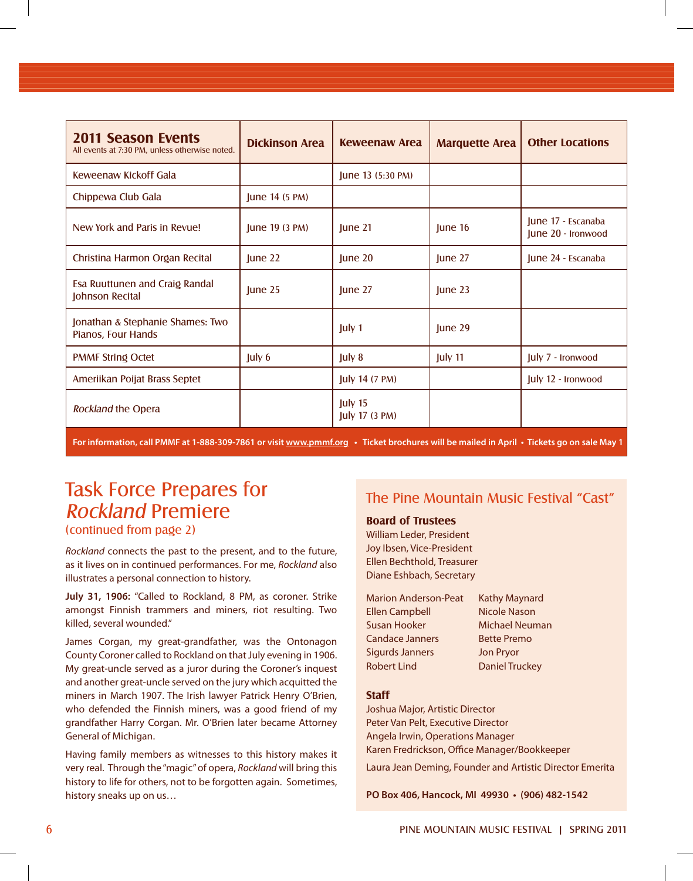| **2011 Season Events** All events at 7:30 PM, unless otherwise noted. | Dickinson Area | Keweenaw Area | Marquette Area | Other Locations |
|---|---|---|---|---|
| Keweenaw Kickoff Gala | | June 13 (5:30 PM) | | |
| Chippewa Club Gala | June 14 (5 PM) | | | |
| New York and Paris in Revue! | June 19 (3 PM) | June 21 | June 16 | June 17 - Escanaba<br>June 20 - Ironwood |
| Christina Harmon Organ Recital | June 22 | June 20 | June 27 | June 24 - Escanaba |
| Esa Ruuttunen and Craig Randal Johnson Recital | June 25 | June 27 | June 23 | |
| Jonathan & Stephanie Shames: Two Pianos, Four Hands | | July 1 | June 29 | |
| PMMF String Octet | July 6 | July 8 | July 11 | July 7 - Ironwood |
| Ameriikan Poijat Brass Septet | | July 14 (7 PM) | | July 12 - Ironwood |
| *Rockland* the Opera | | July 15<br>July 17 (3 PM) | | |

**For information, call PMMF at 1-888-309-7861 or visit www.pmmf.org • Ticket brochures will be mailed in April • Tickets go on sale May 1**

## Task Force Prepares for *Rockland* Premiere

(continued from page 2)

*Rockland* connects the past to the present, and to the future, as it lives on in continued performances. For me, *Rockland* also illustrates a personal connection to history.

**July 31, 1906:** "Called to Rockland, 8 PM, as coroner. Strike amongst Finnish trammers and miners, riot resulting. Two killed, several wounded."

James Corgan, my great-grandfather, was the Ontonagon County Coroner called to Rockland on that July evening in 1906. My great-uncle served as a juror during the Coroner's inquest and another great-uncle served on the jury which acquitted the miners in March 1907. The Irish lawyer Patrick Henry O'Brien, who defended the Finnish miners, was a good friend of my grandfather Harry Corgan. Mr. O'Brien later became Attorney General of Michigan.

Having family members as witnesses to this history makes it very real. Through the "magic" of opera, *Rockland* will bring this history to life for others, not to be forgotten again. Sometimes, history sneaks up on us…

## The Pine Mountain Music Festival "Cast"

**Board of Trustees**

William Leder, President
Joy Ibsen, Vice-President
Ellen Bechthold, Treasurer
Diane Eshbach, Secretary

Marion Anderson-Peat
Ellen Campbell
Susan Hooker
Candace Janners
Sigurds Janners
Robert Lind
Kathy Maynard
Nicole Nason
Michael Neuman
Bette Premo
Jon Pryor
Daniel Truckey

**Staff**

Joshua Major, Artistic Director
Peter Van Pelt, Executive Director
Angela Irwin, Operations Manager
Karen Fredrickson, Office Manager/Bookkeeper

Laura Jean Deming, Founder and Artistic Director Emerita

**PO Box 406, Hancock, MI 49930 • (906) 482-1542**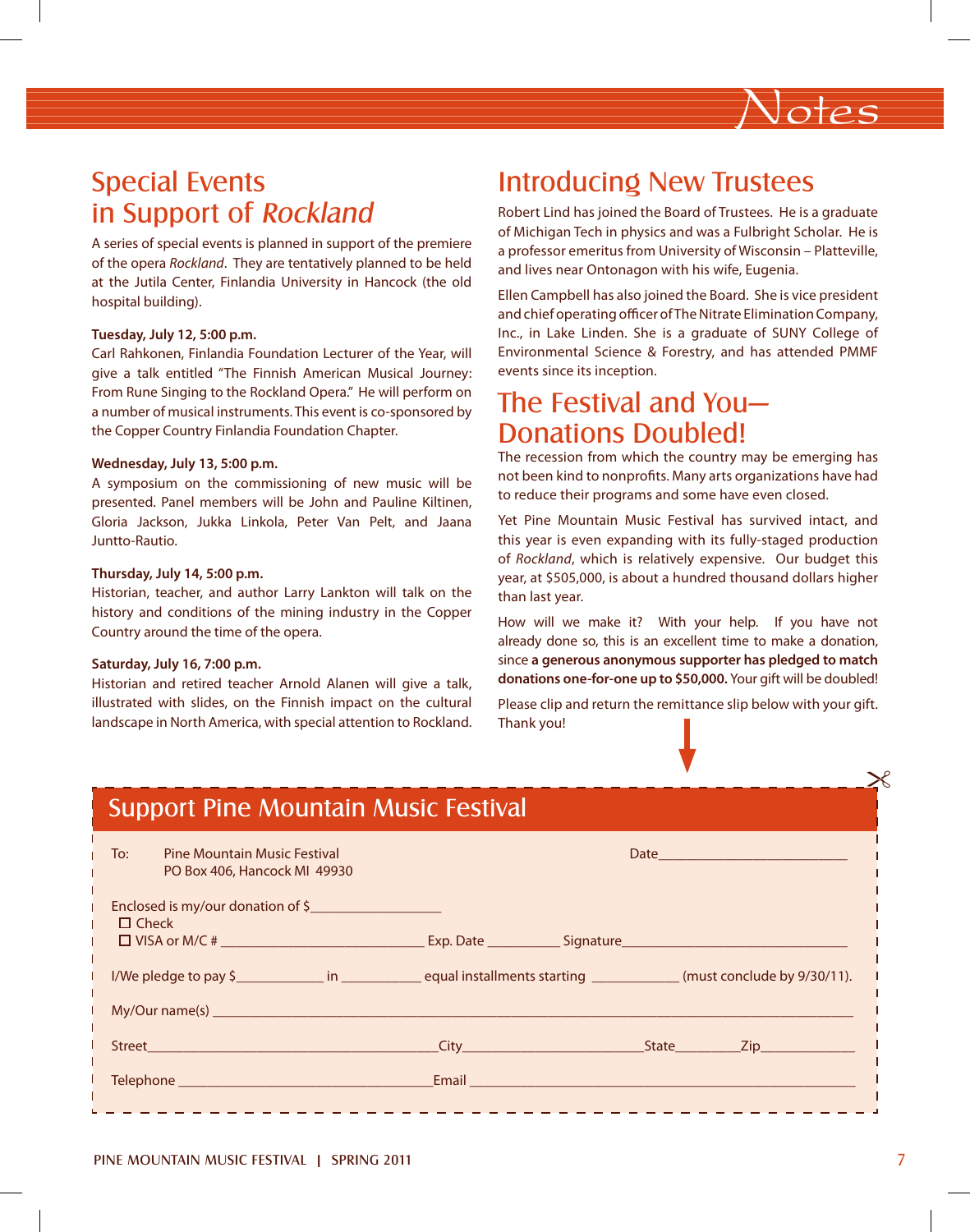# Notes

## Special Events in Support of *Rockland*

A series of special events is planned in support of the premiere of the opera *Rockland*. They are tentatively planned to be held at the Jutila Center, Finlandia University in Hancock (the old hospital building).

**Tuesday, July 12, 5:00 p.m.**
Carl Rahkonen, Finlandia Foundation Lecturer of the Year, will give a talk entitled "The Finnish American Musical Journey: From Rune Singing to the Rockland Opera." He will perform on a number of musical instruments. This event is co-sponsored by the Copper Country Finlandia Foundation Chapter.

**Wednesday, July 13, 5:00 p.m.**
A symposium on the commissioning of new music will be presented. Panel members will be John and Pauline Kiltinen, Gloria Jackson, Jukka Linkola, Peter Van Pelt, and Jaana Juntto-Rautio.

**Thursday, July 14, 5:00 p.m.**
Historian, teacher, and author Larry Lankton will talk on the history and conditions of the mining industry in the Copper Country around the time of the opera.

**Saturday, July 16, 7:00 p.m.**
Historian and retired teacher Arnold Alanen will give a talk, illustrated with slides, on the Finnish impact on the cultural landscape in North America, with special attention to Rockland.

## Introducing New Trustees

Robert Lind has joined the Board of Trustees. He is a graduate of Michigan Tech in physics and was a Fulbright Scholar. He is a professor emeritus from University of Wisconsin – Platteville, and lives near Ontonagon with his wife, Eugenia.

Ellen Campbell has also joined the Board. She is vice president and chief operating officer of The Nitrate Elimination Company, Inc., in Lake Linden. She is a graduate of SUNY College of Environmental Science & Forestry, and has attended PMMF events since its inception.

## The Festival and You— Donations Doubled!

The recession from which the country may be emerging has not been kind to nonprofits. Many arts organizations have had to reduce their programs and some have even closed.

Yet Pine Mountain Music Festival has survived intact, and this year is even expanding with its fully-staged production of *Rockland*, which is relatively expensive. Our budget this year, at $505,000, is about a hundred thousand dollars higher than last year.

How will we make it? With your help. If you have not already done so, this is an excellent time to make a donation, since **a generous anonymous supporter has pledged to match donations one-for-one up to $50,000.** Your gift will be doubled!

Please clip and return the remittance slip below with your gift. Thank you!

## Support Pine Mountain Music Festival

To: Pine Mountain Music Festival
PO Box 406, Hancock MI 49930

Date\_\_\_\_\_\_\_\_\_\_\_\_\_\_\_\_\_\_\_\_

Enclosed is my/our donation of $\_\_\_\_\_\_\_\_\_\_\_\_\_\_\_\_

☐ Check

☐ VISA or M/C # \_\_\_\_\_\_\_\_\_\_\_\_\_\_\_\_\_\_\_\_ Exp. Date \_\_\_\_\_\_\_\_ Signature\_\_\_\_\_\_\_\_\_\_\_\_\_\_\_\_\_\_\_\_

I/We pledge to pay $\_\_\_\_\_\_\_\_\_\_ in \_\_\_\_\_\_\_\_\_ equal installments starting \_\_\_\_\_\_\_\_\_\_ (must conclude by 9/30/11).

My/Our name(s) \_\_\_\_\_\_\_\_\_\_\_\_\_\_\_\_\_\_\_\_\_\_\_\_\_\_\_\_\_\_\_\_\_\_\_\_\_\_\_\_

Street\_\_\_\_\_\_\_\_\_\_\_\_\_\_\_\_\_\_\_\_\_\_\_\_\_\_\_\_City\_\_\_\_\_\_\_\_\_\_\_\_\_\_\_\_\_\_State\_\_\_\_\_\_\_Zip\_\_\_\_\_\_\_\_\_\_

Telephone \_\_\_\_\_\_\_\_\_\_\_\_\_\_\_\_\_\_\_\_\_\_\_\_\_\_Email \_\_\_\_\_\_\_\_\_\_\_\_\_\_\_\_\_\_\_\_\_\_\_\_\_\_\_\_\_\_\_\_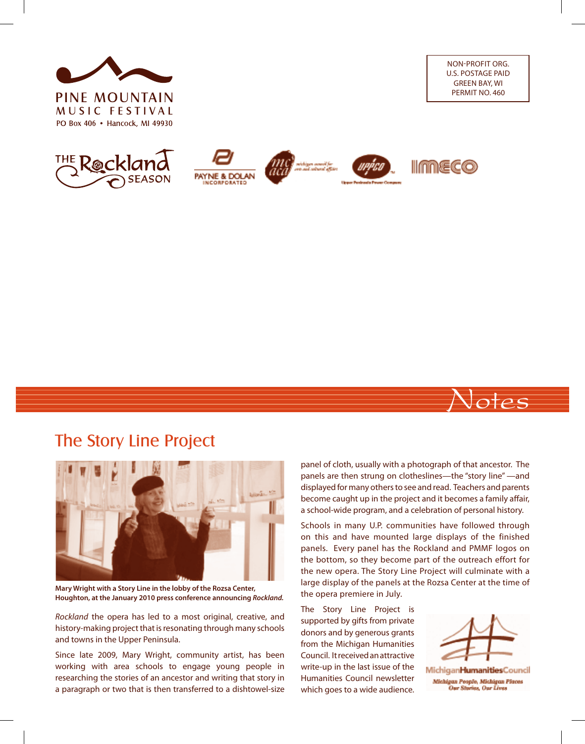PINE MOUNTAIN MUSIC FESTIVAL

PO Box 406 • Hancock, MI 49930

NON-PROFIT ORG.
U.S. POSTAGE PAID
GREEN BAY, WI
PERMIT NO. 460

THE Rockland SEASON

PAYNE & DOLAN INCORPORATED

michigan council for arts and cultural affairs

UPPCO Upper Peninsula Power Company

IMECO

Notes

## The Story Line Project

Mary Wright with a Story Line in the lobby of the Rozsa Center, Houghton, at the January 2010 press conference announcing *Rockland.*

*Rockland* the opera has led to a most original, creative, and history-making project that is resonating through many schools and towns in the Upper Peninsula.

Since late 2009, Mary Wright, community artist, has been working with area schools to engage young people in researching the stories of an ancestor and writing that story in a paragraph or two that is then transferred to a dishtowel-size panel of cloth, usually with a photograph of that ancestor. The panels are then strung on clotheslines—the "story line" —and displayed for many others to see and read. Teachers and parents become caught up in the project and it becomes a family affair, a school-wide program, and a celebration of personal history.

Schools in many U.P. communities have followed through on this and have mounted large displays of the finished panels. Every panel has the Rockland and PMMF logos on the bottom, so they become part of the outreach effort for the new opera. The Story Line Project will culminate with a large display of the panels at the Rozsa Center at the time of the opera premiere in July.

The Story Line Project is supported by gifts from private donors and by generous grants from the Michigan Humanities Council. It received an attractive write-up in the last issue of the Humanities Council newsletter which goes to a wide audience.

MichiganHumanitiesCouncil
Michigan People, Michigan Places
Our Stories, Our Lives